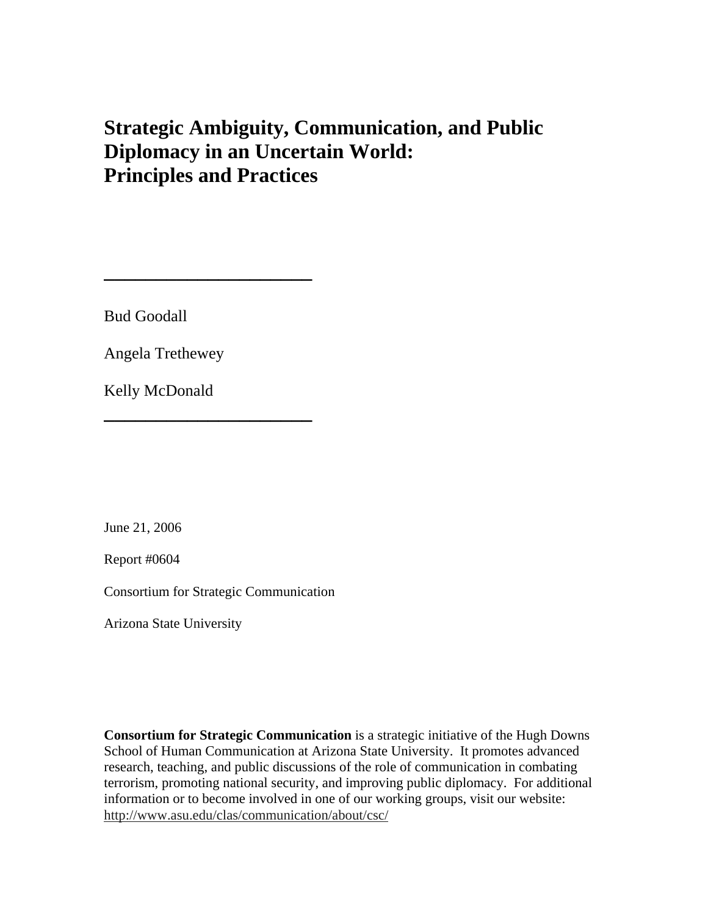# Strategic Ambiguity, Communication, and Public Diplomacy in an Uncertain World: Principles and Practices

---

Bud Goodall

Angela Trethewey

Kelly McDonald

---

June 21, 2006

Report #0604

Consortium for Strategic Communication

Arizona State University

**Consortium for Strategic Communication** is a strategic initiative of the Hugh Downs School of Human Communication at Arizona State University. It promotes advanced research, teaching, and public discussions of the role of communication in combating terrorism, promoting national security, and improving public diplomacy. For additional information or to become involved in one of our working groups, visit our website: http://www.asu.edu/clas/communication/about/csc/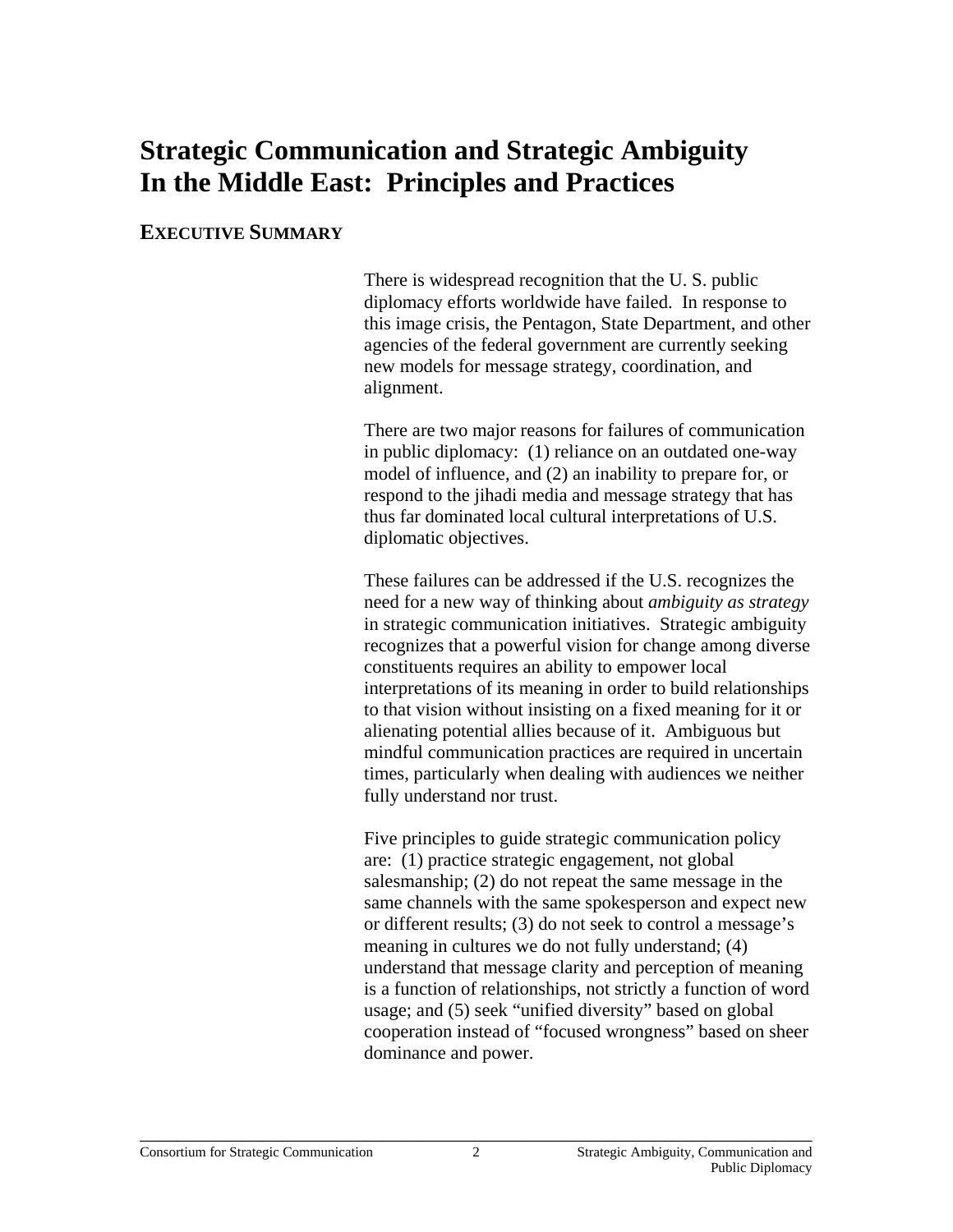# Strategic Communication and Strategic Ambiguity In the Middle East: Principles and Practices

## EXECUTIVE SUMMARY

There is widespread recognition that the U. S. public diplomacy efforts worldwide have failed. In response to this image crisis, the Pentagon, State Department, and other agencies of the federal government are currently seeking new models for message strategy, coordination, and alignment.

There are two major reasons for failures of communication in public diplomacy: (1) reliance on an outdated one-way model of influence, and (2) an inability to prepare for, or respond to the jihadi media and message strategy that has thus far dominated local cultural interpretations of U.S. diplomatic objectives.

These failures can be addressed if the U.S. recognizes the need for a new way of thinking about *ambiguity as strategy* in strategic communication initiatives. Strategic ambiguity recognizes that a powerful vision for change among diverse constituents requires an ability to empower local interpretations of its meaning in order to build relationships to that vision without insisting on a fixed meaning for it or alienating potential allies because of it. Ambiguous but mindful communication practices are required in uncertain times, particularly when dealing with audiences we neither fully understand nor trust.

Five principles to guide strategic communication policy are: (1) practice strategic engagement, not global salesmanship; (2) do not repeat the same message in the same channels with the same spokesperson and expect new or different results; (3) do not seek to control a message's meaning in cultures we do not fully understand; (4) understand that message clarity and perception of meaning is a function of relationships, not strictly a function of word usage; and (5) seek "unified diversity" based on global cooperation instead of "focused wrongness" based on sheer dominance and power.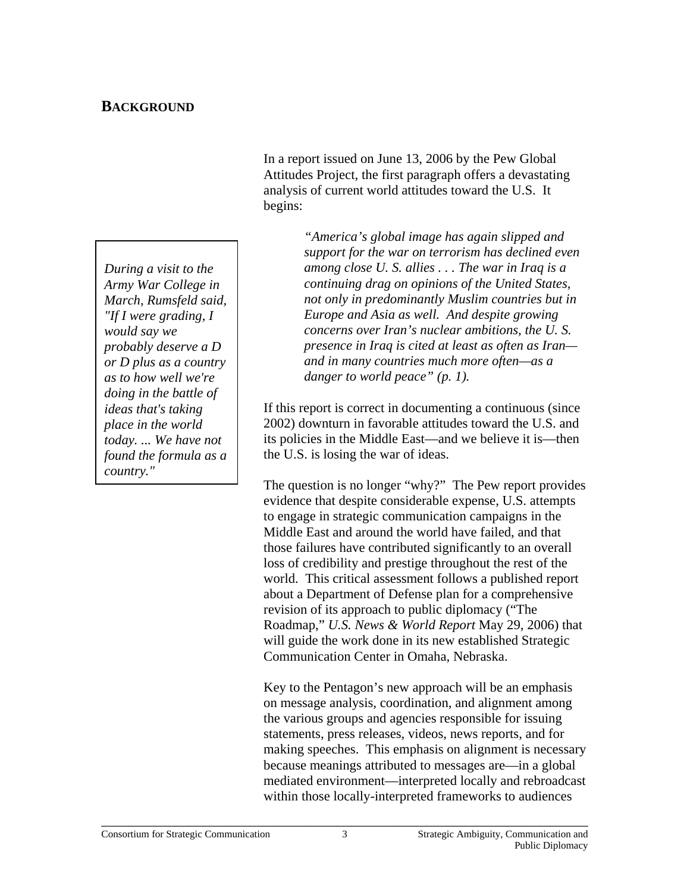## BACKGROUND

In a report issued on June 13, 2006 by the Pew Global Attitudes Project, the first paragraph offers a devastating analysis of current world attitudes toward the U.S. It begins:

> *"America's global image has again slipped and support for the war on terrorism has declined even among close U. S. allies . . . The war in Iraq is a continuing drag on opinions of the United States, not only in predominantly Muslim countries but in Europe and Asia as well. And despite growing concerns over Iran's nuclear ambitions, the U. S. presence in Iraq is cited at least as often as Iran—and in many countries much more often—as a danger to world peace" (p. 1).*

*During a visit to the Army War College in March, Rumsfeld said, "If I were grading, I would say we probably deserve a D or D plus as a country as to how well we're doing in the battle of ideas that's taking place in the world today. ... We have not found the formula as a country."*

If this report is correct in documenting a continuous (since 2002) downturn in favorable attitudes toward the U.S. and its policies in the Middle East—and we believe it is—then the U.S. is losing the war of ideas.

The question is no longer "why?" The Pew report provides evidence that despite considerable expense, U.S. attempts to engage in strategic communication campaigns in the Middle East and around the world have failed, and that those failures have contributed significantly to an overall loss of credibility and prestige throughout the rest of the world. This critical assessment follows a published report about a Department of Defense plan for a comprehensive revision of its approach to public diplomacy ("The Roadmap," *U.S. News & World Report* May 29, 2006) that will guide the work done in its new established Strategic Communication Center in Omaha, Nebraska.

Key to the Pentagon's new approach will be an emphasis on message analysis, coordination, and alignment among the various groups and agencies responsible for issuing statements, press releases, videos, news reports, and for making speeches. This emphasis on alignment is necessary because meanings attributed to messages are—in a global mediated environment—interpreted locally and rebroadcast within those locally-interpreted frameworks to audiences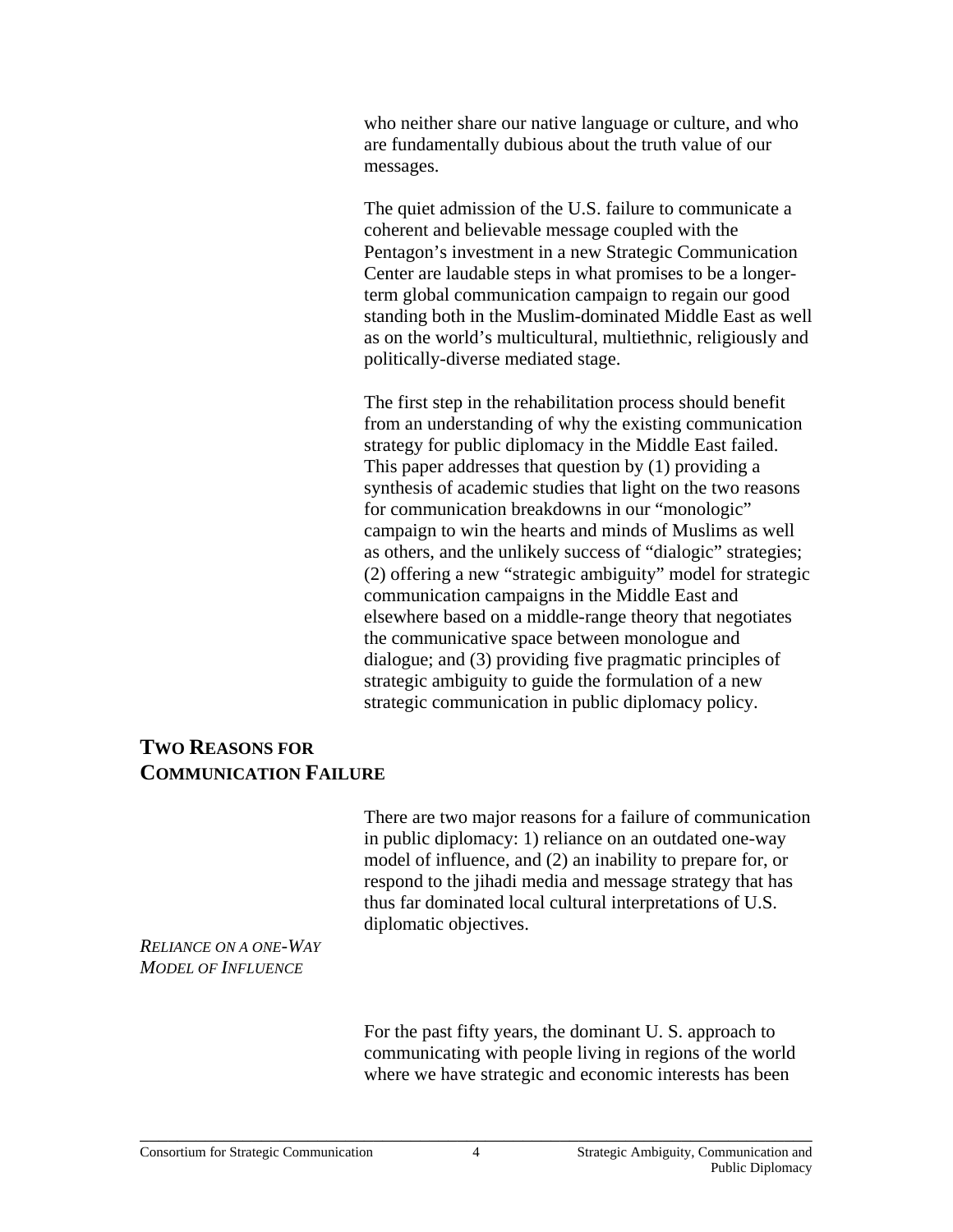who neither share our native language or culture, and who are fundamentally dubious about the truth value of our messages.

The quiet admission of the U.S. failure to communicate a coherent and believable message coupled with the Pentagon's investment in a new Strategic Communication Center are laudable steps in what promises to be a longer-term global communication campaign to regain our good standing both in the Muslim-dominated Middle East as well as on the world's multicultural, multiethnic, religiously and politically-diverse mediated stage.

The first step in the rehabilitation process should benefit from an understanding of why the existing communication strategy for public diplomacy in the Middle East failed. This paper addresses that question by (1) providing a synthesis of academic studies that light on the two reasons for communication breakdowns in our "monologic" campaign to win the hearts and minds of Muslims as well as others, and the unlikely success of "dialogic" strategies; (2) offering a new "strategic ambiguity" model for strategic communication campaigns in the Middle East and elsewhere based on a middle-range theory that negotiates the communicative space between monologue and dialogue; and (3) providing five pragmatic principles of strategic ambiguity to guide the formulation of a new strategic communication in public diplomacy policy.

## TWO REASONS FOR COMMUNICATION FAILURE

There are two major reasons for a failure of communication in public diplomacy: 1) reliance on an outdated one-way model of influence, and (2) an inability to prepare for, or respond to the jihadi media and message strategy that has thus far dominated local cultural interpretations of U.S. diplomatic objectives.

### *RELIANCE ON A ONE-WAY MODEL OF INFLUENCE*

For the past fifty years, the dominant U. S. approach to communicating with people living in regions of the world where we have strategic and economic interests has been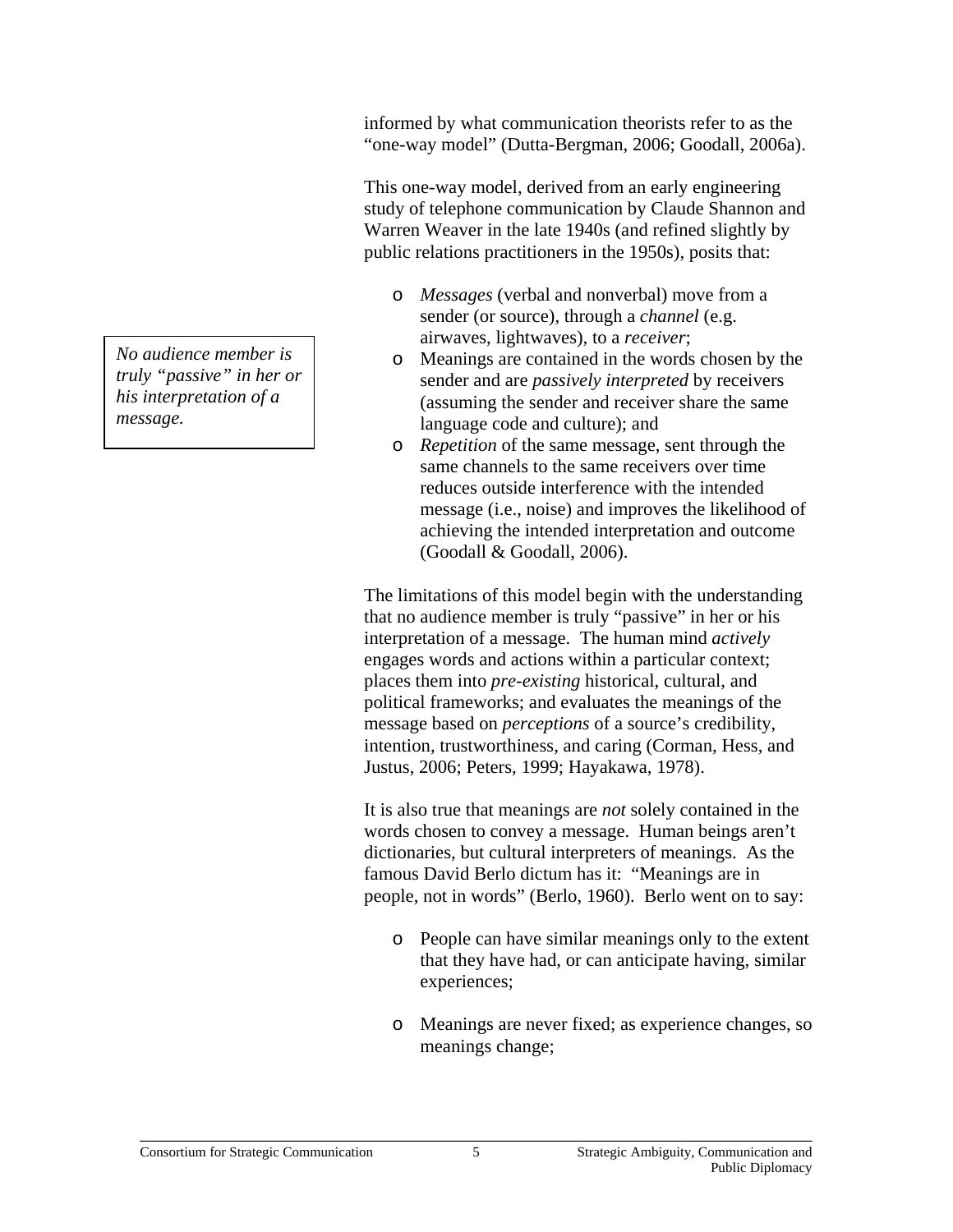informed by what communication theorists refer to as the "one-way model" (Dutta-Bergman, 2006; Goodall, 2006a).

This one-way model, derived from an early engineering study of telephone communication by Claude Shannon and Warren Weaver in the late 1940s (and refined slightly by public relations practitioners in the 1950s), posits that:

- *Messages* (verbal and nonverbal) move from a sender (or source), through a *channel* (e.g. airwaves, lightwaves), to a *receiver*;
- Meanings are contained in the words chosen by the sender and are *passively interpreted* by receivers (assuming the sender and receiver share the same language code and culture); and
- *Repetition* of the same message, sent through the same channels to the same receivers over time reduces outside interference with the intended message (i.e., noise) and improves the likelihood of achieving the intended interpretation and outcome (Goodall & Goodall, 2006).

*No audience member is truly "passive" in her or his interpretation of a message.*

The limitations of this model begin with the understanding that no audience member is truly "passive" in her or his interpretation of a message. The human mind *actively* engages words and actions within a particular context; places them into *pre-existing* historical, cultural, and political frameworks; and evaluates the meanings of the message based on *perceptions* of a source's credibility, intention, trustworthiness, and caring (Corman, Hess, and Justus, 2006; Peters, 1999; Hayakawa, 1978).

It is also true that meanings are *not* solely contained in the words chosen to convey a message. Human beings aren't dictionaries, but cultural interpreters of meanings. As the famous David Berlo dictum has it: "Meanings are in people, not in words" (Berlo, 1960). Berlo went on to say:

- People can have similar meanings only to the extent that they have had, or can anticipate having, similar experiences;
- Meanings are never fixed; as experience changes, so meanings change;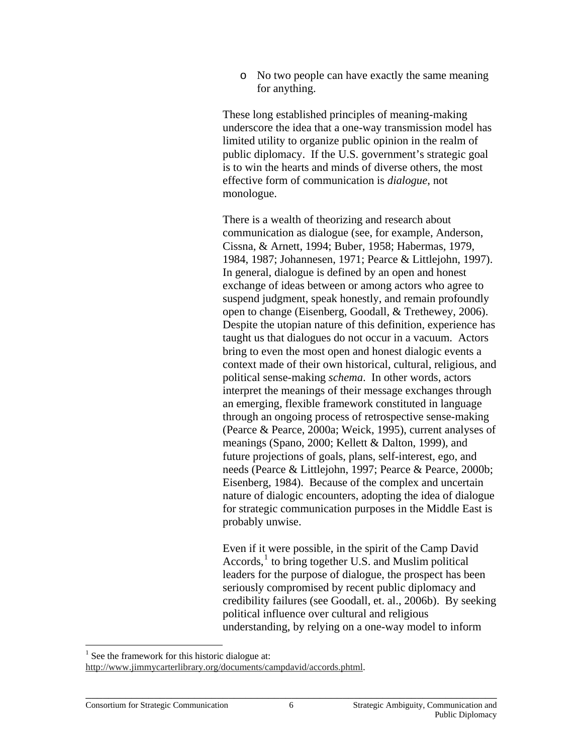- No two people can have exactly the same meaning for anything.

These long established principles of meaning-making underscore the idea that a one-way transmission model has limited utility to organize public opinion in the realm of public diplomacy. If the U.S. government's strategic goal is to win the hearts and minds of diverse others, the most effective form of communication is *dialogue*, not monologue.

There is a wealth of theorizing and research about communication as dialogue (see, for example, Anderson, Cissna, & Arnett, 1994; Buber, 1958; Habermas, 1979, 1984, 1987; Johannesen, 1971; Pearce & Littlejohn, 1997). In general, dialogue is defined by an open and honest exchange of ideas between or among actors who agree to suspend judgment, speak honestly, and remain profoundly open to change (Eisenberg, Goodall, & Trethewey, 2006). Despite the utopian nature of this definition, experience has taught us that dialogues do not occur in a vacuum. Actors bring to even the most open and honest dialogic events a context made of their own historical, cultural, religious, and political sense-making *schema*. In other words, actors interpret the meanings of their message exchanges through an emerging, flexible framework constituted in language through an ongoing process of retrospective sense-making (Pearce & Pearce, 2000a; Weick, 1995), current analyses of meanings (Spano, 2000; Kellett & Dalton, 1999), and future projections of goals, plans, self-interest, ego, and needs (Pearce & Littlejohn, 1997; Pearce & Pearce, 2000b; Eisenberg, 1984). Because of the complex and uncertain nature of dialogic encounters, adopting the idea of dialogue for strategic communication purposes in the Middle East is probably unwise.

Even if it were possible, in the spirit of the Camp David Accords,[1] to bring together U.S. and Muslim political leaders for the purpose of dialogue, the prospect has been seriously compromised by recent public diplomacy and credibility failures (see Goodall, et. al., 2006b). By seeking political influence over cultural and religious understanding, by relying on a one-way model to inform

[1] See the framework for this historic dialogue at: http://www.jimmycarterlibrary.org/documents/campdavid/accords.phtml.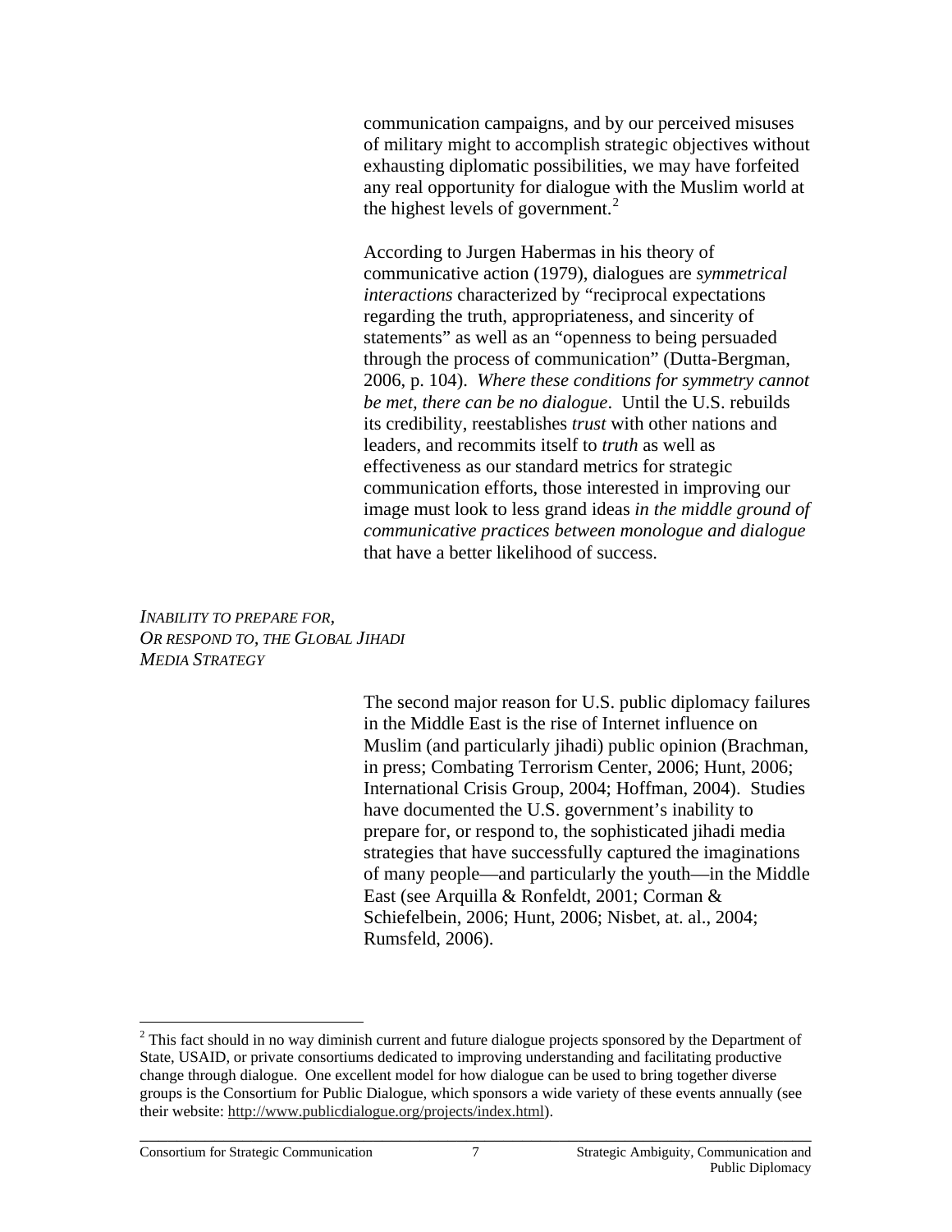communication campaigns, and by our perceived misuses of military might to accomplish strategic objectives without exhausting diplomatic possibilities, we may have forfeited any real opportunity for dialogue with the Muslim world at the highest levels of government.[2]

According to Jurgen Habermas in his theory of communicative action (1979), dialogues are *symmetrical interactions* characterized by "reciprocal expectations regarding the truth, appropriateness, and sincerity of statements" as well as an "openness to being persuaded through the process of communication" (Dutta-Bergman, 2006, p. 104). *Where these conditions for symmetry cannot be met, there can be no dialogue*. Until the U.S. rebuilds its credibility, reestablishes *trust* with other nations and leaders, and recommits itself to *truth* as well as effectiveness as our standard metrics for strategic communication efforts, those interested in improving our image must look to less grand ideas *in the middle ground of communicative practices between monologue and dialogue* that have a better likelihood of success.

### *Inability to Prepare for, or Respond to, the Global Jihadi Media Strategy*

The second major reason for U.S. public diplomacy failures in the Middle East is the rise of Internet influence on Muslim (and particularly jihadi) public opinion (Brachman, in press; Combating Terrorism Center, 2006; Hunt, 2006; International Crisis Group, 2004; Hoffman, 2004). Studies have documented the U.S. government's inability to prepare for, or respond to, the sophisticated jihadi media strategies that have successfully captured the imaginations of many people—and particularly the youth—in the Middle East (see Arquilla & Ronfeldt, 2001; Corman & Schiefelbein, 2006; Hunt, 2006; Nisbet, at. al., 2004; Rumsfeld, 2006).

---

[2] This fact should in no way diminish current and future dialogue projects sponsored by the Department of State, USAID, or private consortiums dedicated to improving understanding and facilitating productive change through dialogue. One excellent model for how dialogue can be used to bring together diverse groups is the Consortium for Public Dialogue, which sponsors a wide variety of these events annually (see their website: http://www.publicdialogue.org/projects/index.html).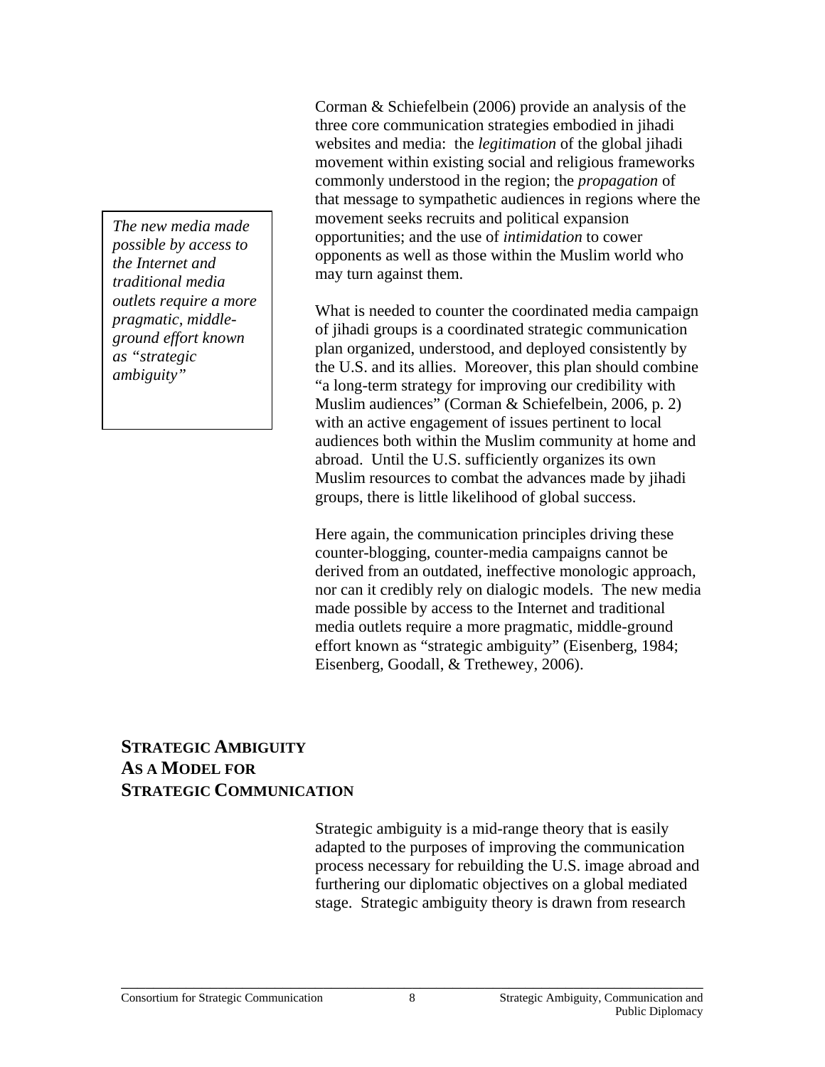Corman & Schiefelbein (2006) provide an analysis of the three core communication strategies embodied in jihadi websites and media: the *legitimation* of the global jihadi movement within existing social and religious frameworks commonly understood in the region; the *propagation* of that message to sympathetic audiences in regions where the movement seeks recruits and political expansion opportunities; and the use of *intimidation* to cower opponents as well as those within the Muslim world who may turn against them.

> *The new media made possible by access to the Internet and traditional media outlets require a more pragmatic, middle-ground effort known as "strategic ambiguity"*

What is needed to counter the coordinated media campaign of jihadi groups is a coordinated strategic communication plan organized, understood, and deployed consistently by the U.S. and its allies. Moreover, this plan should combine "a long-term strategy for improving our credibility with Muslim audiences" (Corman & Schiefelbein, 2006, p. 2) with an active engagement of issues pertinent to local audiences both within the Muslim community at home and abroad. Until the U.S. sufficiently organizes its own Muslim resources to combat the advances made by jihadi groups, there is little likelihood of global success.

Here again, the communication principles driving these counter-blogging, counter-media campaigns cannot be derived from an outdated, ineffective monologic approach, nor can it credibly rely on dialogic models. The new media made possible by access to the Internet and traditional media outlets require a more pragmatic, middle-ground effort known as "strategic ambiguity" (Eisenberg, 1984; Eisenberg, Goodall, & Trethewey, 2006).

## STRATEGIC AMBIGUITY AS A MODEL FOR STRATEGIC COMMUNICATION

Strategic ambiguity is a mid-range theory that is easily adapted to the purposes of improving the communication process necessary for rebuilding the U.S. image abroad and furthering our diplomatic objectives on a global mediated stage. Strategic ambiguity theory is drawn from research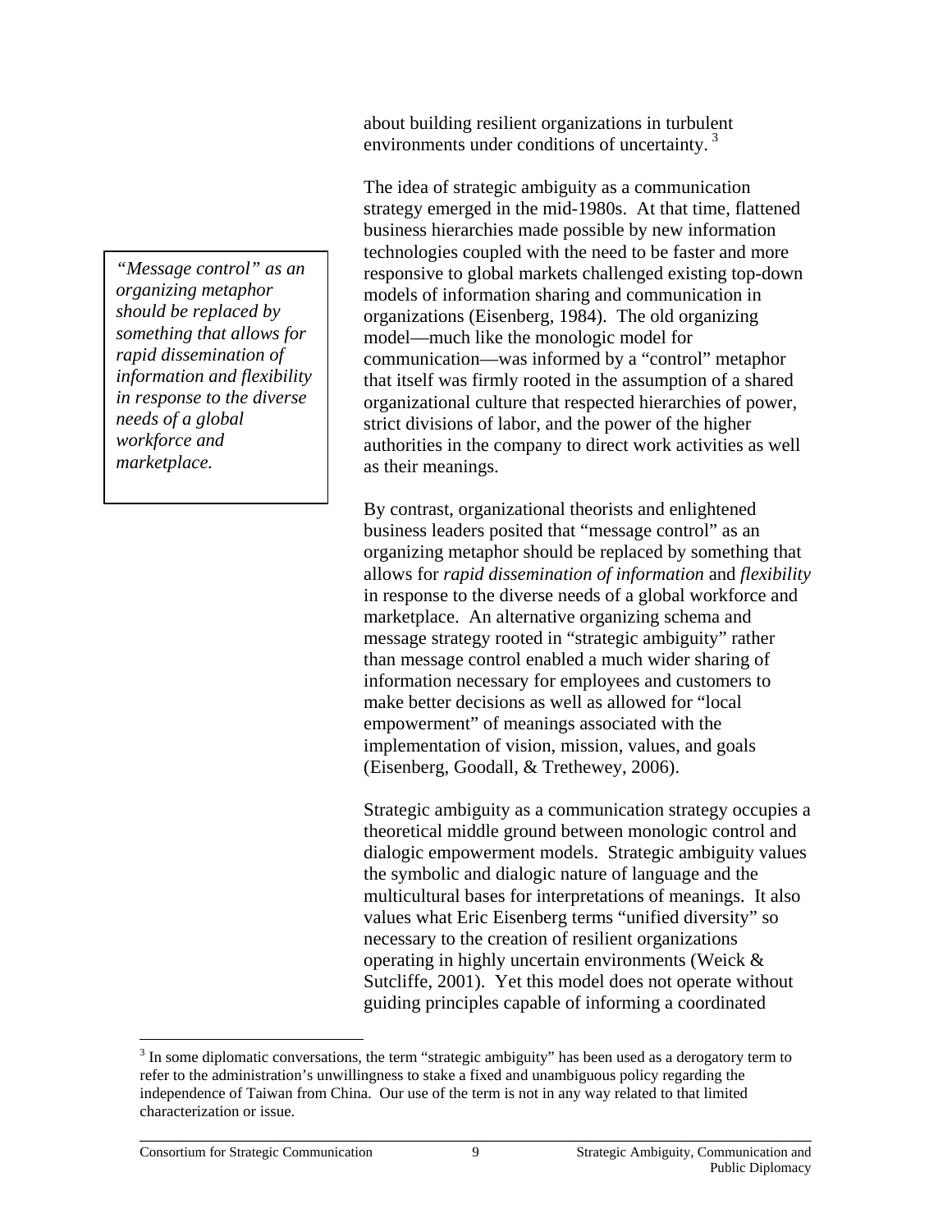about building resilient organizations in turbulent environments under conditions of uncertainty. [3]

The idea of strategic ambiguity as a communication strategy emerged in the mid-1980s. At that time, flattened business hierarchies made possible by new information technologies coupled with the need to be faster and more responsive to global markets challenged existing top-down models of information sharing and communication in organizations (Eisenberg, 1984). The old organizing model—much like the monologic model for communication—was informed by a "control" metaphor that itself was firmly rooted in the assumption of a shared organizational culture that respected hierarchies of power, strict divisions of labor, and the power of the higher authorities in the company to direct work activities as well as their meanings.

> *"Message control" as an organizing metaphor should be replaced by something that allows for rapid dissemination of information and flexibility in response to the diverse needs of a global workforce and marketplace.*

By contrast, organizational theorists and enlightened business leaders posited that "message control" as an organizing metaphor should be replaced by something that allows for *rapid dissemination of information* and *flexibility* in response to the diverse needs of a global workforce and marketplace. An alternative organizing schema and message strategy rooted in "strategic ambiguity" rather than message control enabled a much wider sharing of information necessary for employees and customers to make better decisions as well as allowed for "local empowerment" of meanings associated with the implementation of vision, mission, values, and goals (Eisenberg, Goodall, & Trethewey, 2006).

Strategic ambiguity as a communication strategy occupies a theoretical middle ground between monologic control and dialogic empowerment models. Strategic ambiguity values the symbolic and dialogic nature of language and the multicultural bases for interpretations of meanings. It also values what Eric Eisenberg terms "unified diversity" so necessary to the creation of resilient organizations operating in highly uncertain environments (Weick & Sutcliffe, 2001). Yet this model does not operate without guiding principles capable of informing a coordinated

[3] In some diplomatic conversations, the term "strategic ambiguity" has been used as a derogatory term to refer to the administration's unwillingness to stake a fixed and unambiguous policy regarding the independence of Taiwan from China. Our use of the term is not in any way related to that limited characterization or issue.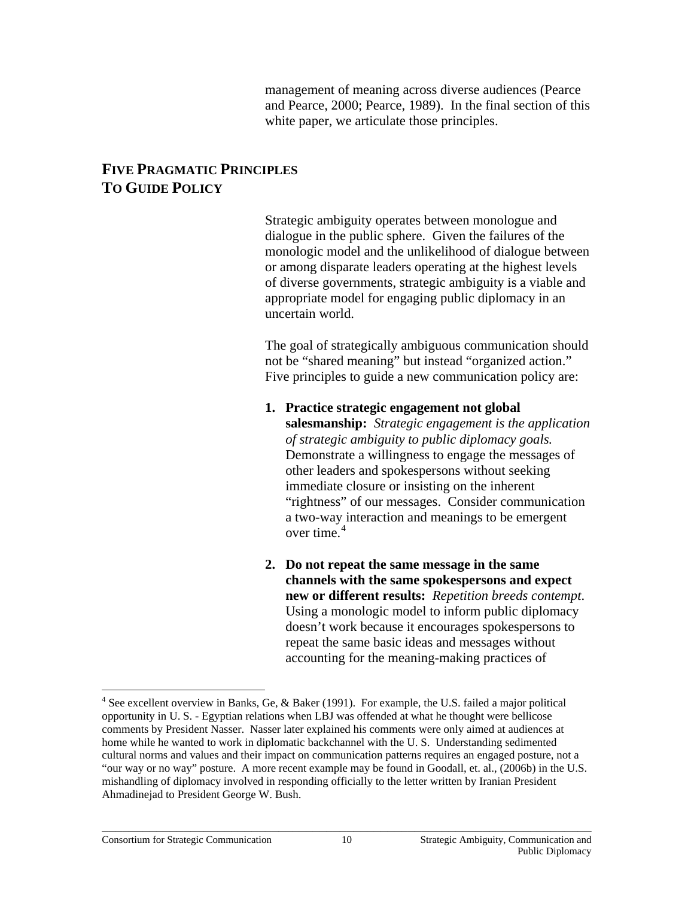management of meaning across diverse audiences (Pearce and Pearce, 2000; Pearce, 1989). In the final section of this white paper, we articulate those principles.

## FIVE PRAGMATIC PRINCIPLES TO GUIDE POLICY

Strategic ambiguity operates between monologue and dialogue in the public sphere. Given the failures of the monologic model and the unlikelihood of dialogue between or among disparate leaders operating at the highest levels of diverse governments, strategic ambiguity is a viable and appropriate model for engaging public diplomacy in an uncertain world.

The goal of strategically ambiguous communication should not be "shared meaning" but instead "organized action." Five principles to guide a new communication policy are:

1. **Practice strategic engagement not global salesmanship:** *Strategic engagement is the application of strategic ambiguity to public diplomacy goals.* Demonstrate a willingness to engage the messages of other leaders and spokespersons without seeking immediate closure or insisting on the inherent "rightness" of our messages. Consider communication a two-way interaction and meanings to be emergent over time.[4]

2. **Do not repeat the same message in the same channels with the same spokespersons and expect new or different results:** *Repetition breeds contempt.* Using a monologic model to inform public diplomacy doesn't work because it encourages spokespersons to repeat the same basic ideas and messages without accounting for the meaning-making practices of

---

[4] See excellent overview in Banks, Ge, & Baker (1991). For example, the U.S. failed a major political opportunity in U. S. - Egyptian relations when LBJ was offended at what he thought were bellicose comments by President Nasser. Nasser later explained his comments were only aimed at audiences at home while he wanted to work in diplomatic backchannel with the U. S. Understanding sedimented cultural norms and values and their impact on communication patterns requires an engaged posture, not a "our way or no way" posture. A more recent example may be found in Goodall, et. al., (2006b) in the U.S. mishandling of diplomacy involved in responding officially to the letter written by Iranian President Ahmadinejad to President George W. Bush.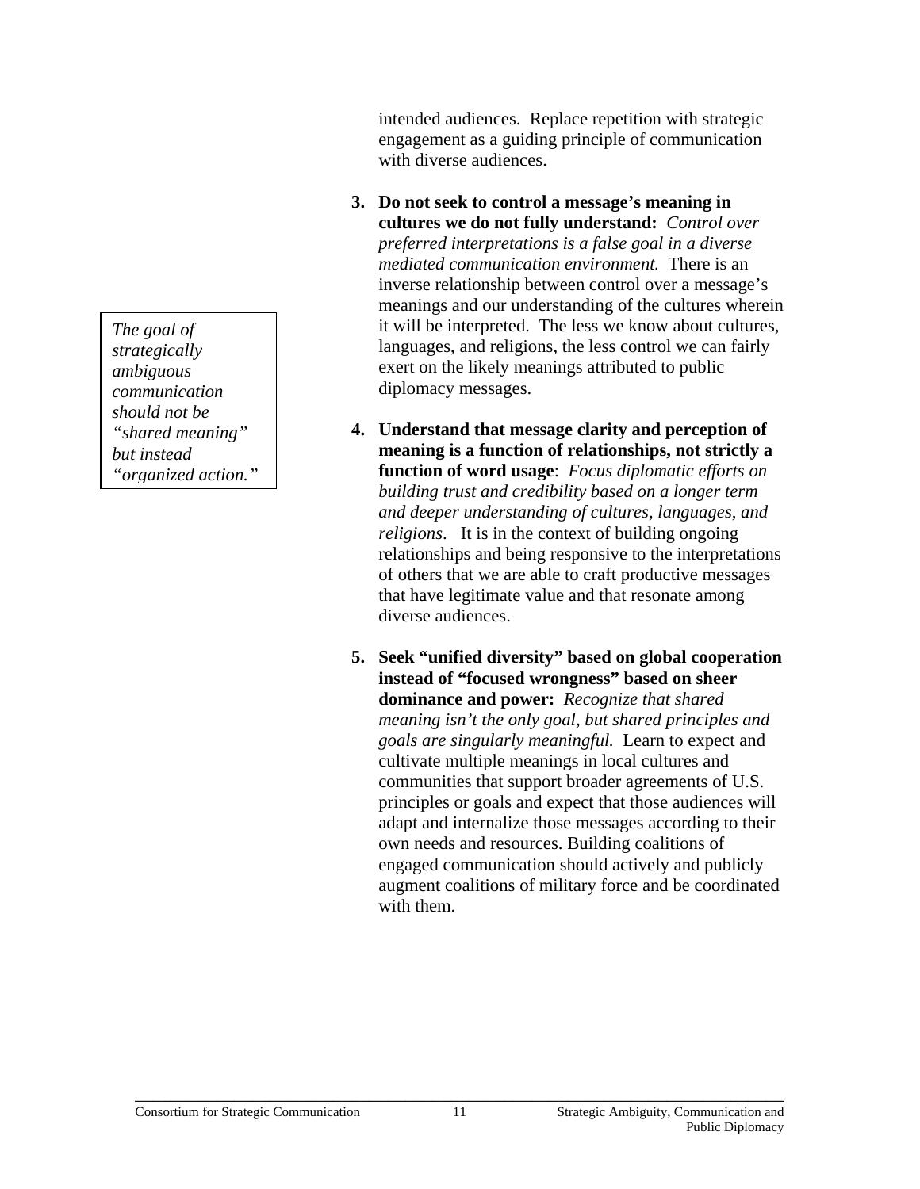intended audiences. Replace repetition with strategic engagement as a guiding principle of communication with diverse audiences.

3. **Do not seek to control a message's meaning in cultures we do not fully understand:** *Control over preferred interpretations is a false goal in a diverse mediated communication environment.* There is an inverse relationship between control over a message's meanings and our understanding of the cultures wherein it will be interpreted. The less we know about cultures, languages, and religions, the less control we can fairly exert on the likely meanings attributed to public diplomacy messages.

> *The goal of strategically ambiguous communication should not be "shared meaning" but instead "organized action."*

4. **Understand that message clarity and perception of meaning is a function of relationships, not strictly a function of word usage**: *Focus diplomatic efforts on building trust and credibility based on a longer term and deeper understanding of cultures, languages, and religions*. It is in the context of building ongoing relationships and being responsive to the interpretations of others that we are able to craft productive messages that have legitimate value and that resonate among diverse audiences.

5. **Seek "unified diversity" based on global cooperation instead of "focused wrongness" based on sheer dominance and power:** *Recognize that shared meaning isn't the only goal, but shared principles and goals are singularly meaningful.* Learn to expect and cultivate multiple meanings in local cultures and communities that support broader agreements of U.S. principles or goals and expect that those audiences will adapt and internalize those messages according to their own needs and resources. Building coalitions of engaged communication should actively and publicly augment coalitions of military force and be coordinated with them.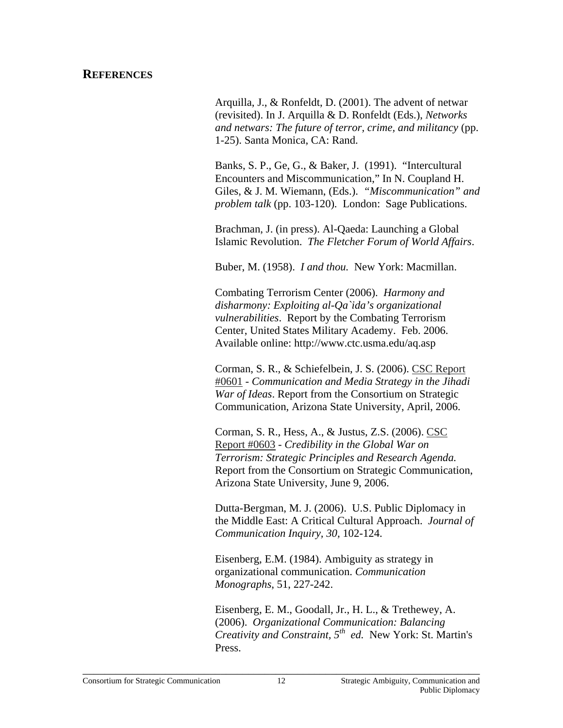## REFERENCES

Arquilla, J., & Ronfeldt, D. (2001). The advent of netwar (revisited). In J. Arquilla & D. Ronfeldt (Eds.), *Networks and netwars: The future of terror, crime, and militancy* (pp. 1-25). Santa Monica, CA: Rand.

Banks, S. P., Ge, G., & Baker, J. (1991). "Intercultural Encounters and Miscommunication," In N. Coupland H. Giles, & J. M. Wiemann, (Eds.). *"Miscommunication" and problem talk* (pp. 103-120). London: Sage Publications.

Brachman, J. (in press). Al-Qaeda: Launching a Global Islamic Revolution. *The Fletcher Forum of World Affairs*.

Buber, M. (1958). *I and thou.* New York: Macmillan.

Combating Terrorism Center (2006). *Harmony and disharmony: Exploiting al-Qa`ida's organizational vulnerabilities*. Report by the Combating Terrorism Center, United States Military Academy. Feb. 2006. Available online: http://www.ctc.usma.edu/aq.asp

Corman, S. R., & Schiefelbein, J. S. (2006). CSC Report #0601 - *Communication and Media Strategy in the Jihadi War of Ideas*. Report from the Consortium on Strategic Communication, Arizona State University, April, 2006.

Corman, S. R., Hess, A., & Justus, Z.S. (2006). CSC Report #0603 - *Credibility in the Global War on Terrorism: Strategic Principles and Research Agenda.* Report from the Consortium on Strategic Communication, Arizona State University, June 9, 2006.

Dutta-Bergman, M. J. (2006). U.S. Public Diplomacy in the Middle East: A Critical Cultural Approach. *Journal of Communication Inquiry, 30,* 102-124.

Eisenberg, E.M. (1984). Ambiguity as strategy in organizational communication. *Communication Monographs*, 51, 227-242.

Eisenberg, E. M., Goodall, Jr., H. L., & Trethewey, A. (2006). *Organizational Communication: Balancing Creativity and Constraint, 5th ed.* New York: St. Martin's Press.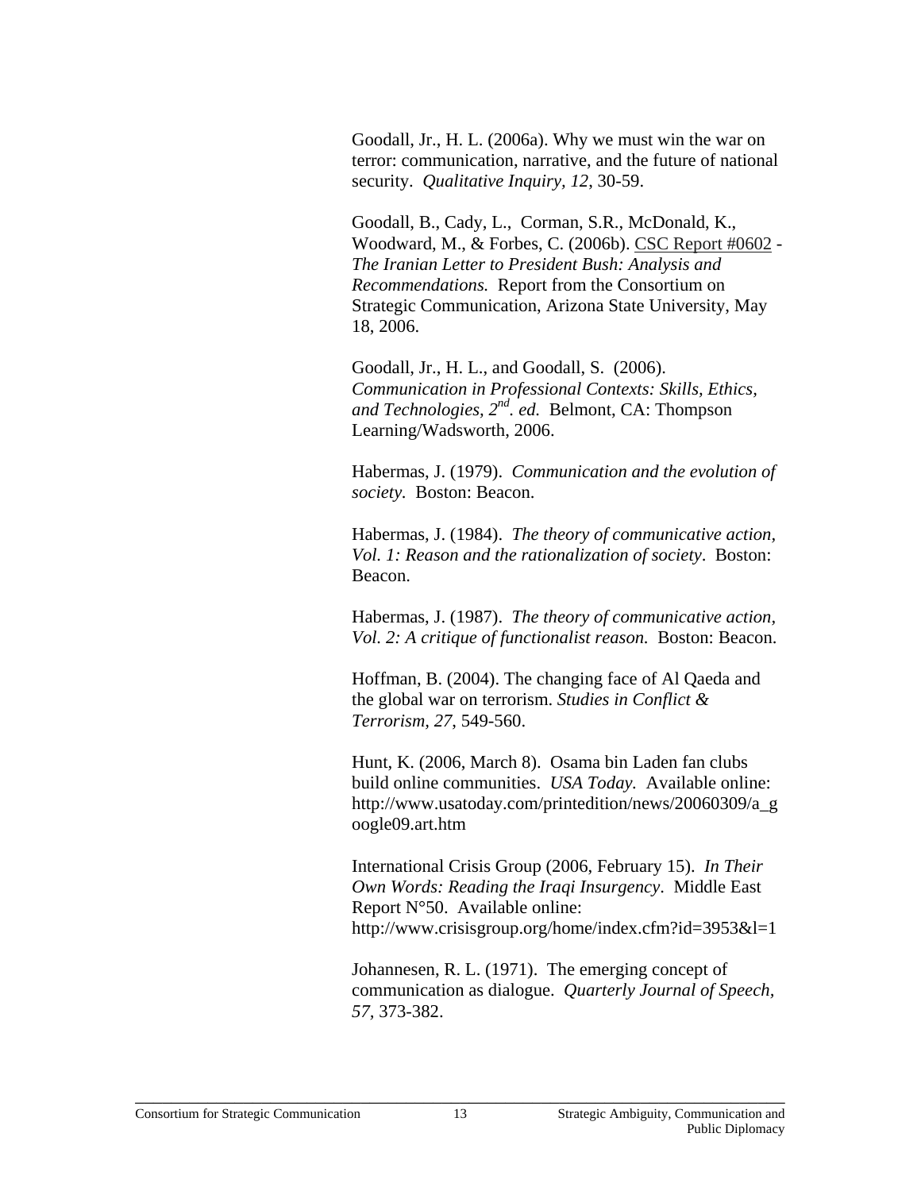Goodall, Jr., H. L. (2006a). Why we must win the war on terror: communication, narrative, and the future of national security. *Qualitative Inquiry, 12*, 30-59.

Goodall, B., Cady, L., Corman, S.R., McDonald, K., Woodward, M., & Forbes, C. (2006b). CSC Report #0602 - *The Iranian Letter to President Bush: Analysis and Recommendations.* Report from the Consortium on Strategic Communication, Arizona State University, May 18, 2006.

Goodall, Jr., H. L., and Goodall, S. (2006). *Communication in Professional Contexts: Skills, Ethics, and Technologies, 2nd. ed.* Belmont, CA: Thompson Learning/Wadsworth, 2006.

Habermas, J. (1979). *Communication and the evolution of society.* Boston: Beacon.

Habermas, J. (1984). *The theory of communicative action, Vol. 1: Reason and the rationalization of society*. Boston: Beacon.

Habermas, J. (1987). *The theory of communicative action, Vol. 2: A critique of functionalist reason.* Boston: Beacon.

Hoffman, B. (2004). The changing face of Al Qaeda and the global war on terrorism. *Studies in Conflict & Terrorism, 27*, 549-560.

Hunt, K. (2006, March 8). Osama bin Laden fan clubs build online communities. *USA Today.* Available online: http://www.usatoday.com/printedition/news/20060309/a_google09.art.htm

International Crisis Group (2006, February 15). *In Their Own Words: Reading the Iraqi Insurgency*. Middle East Report N°50. Available online: http://www.crisisgroup.org/home/index.cfm?id=3953&l=1

Johannesen, R. L. (1971). The emerging concept of communication as dialogue. *Quarterly Journal of Speech, 57*, 373-382.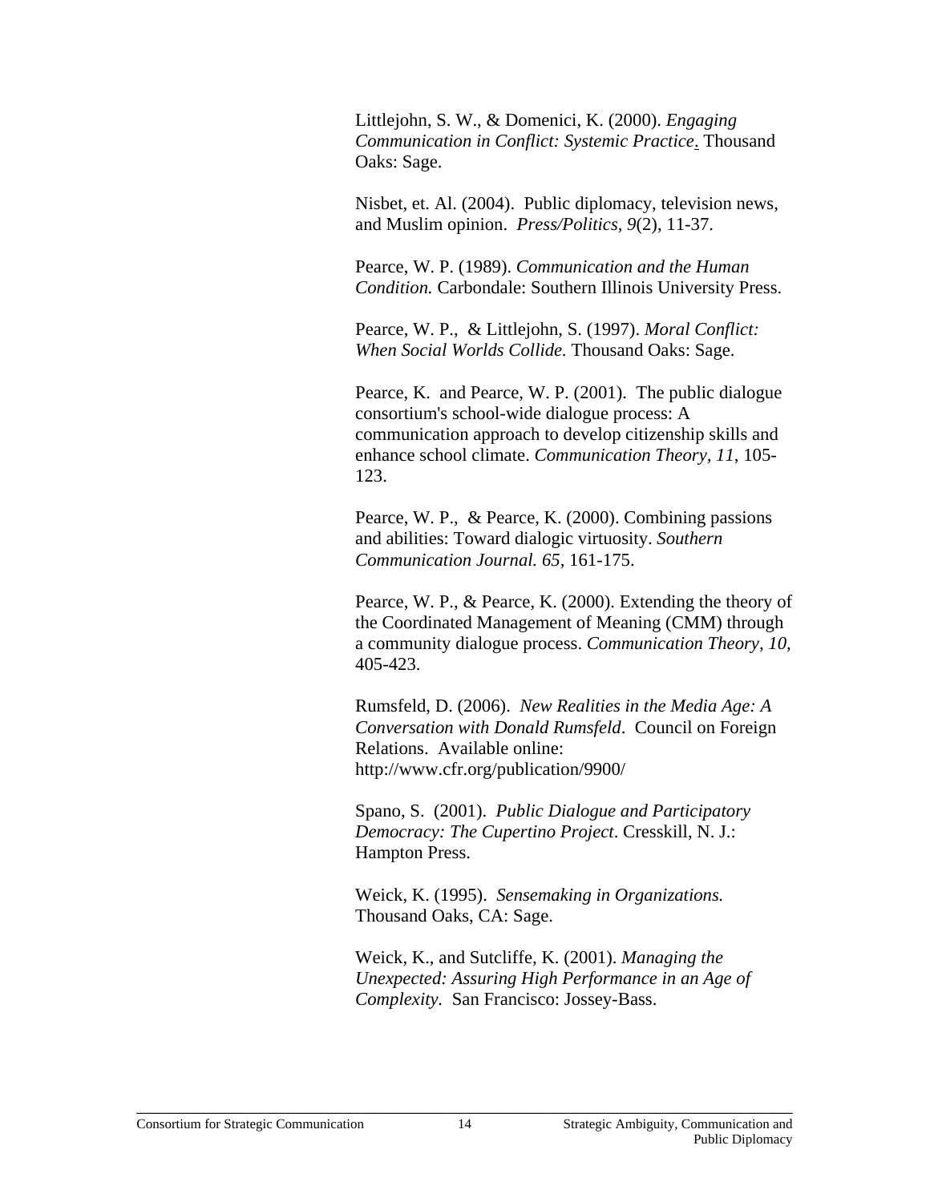Littlejohn, S. W., & Domenici, K. (2000). *Engaging Communication in Conflict: Systemic Practice*. Thousand Oaks: Sage.

Nisbet, et. Al. (2004). Public diplomacy, television news, and Muslim opinion. *Press/Politics*, *9*(2), 11-37.

Pearce, W. P. (1989). *Communication and the Human Condition.* Carbondale: Southern Illinois University Press.

Pearce, W. P., & Littlejohn, S. (1997). *Moral Conflict: When Social Worlds Collide.* Thousand Oaks: Sage.

Pearce, K. and Pearce, W. P. (2001). The public dialogue consortium's school-wide dialogue process: A communication approach to develop citizenship skills and enhance school climate. *Communication Theory, 11*, 105-123.

Pearce, W. P., & Pearce, K. (2000). Combining passions and abilities: Toward dialogic virtuosity. *Southern Communication Journal. 65,* 161-175.

Pearce, W. P., & Pearce, K. (2000). Extending the theory of the Coordinated Management of Meaning (CMM) through a community dialogue process. *Communication Theory, 10,* 405-423.

Rumsfeld, D. (2006). *New Realities in the Media Age: A Conversation with Donald Rumsfeld*. Council on Foreign Relations. Available online: http://www.cfr.org/publication/9900/

Spano, S. (2001). *Public Dialogue and Participatory Democracy: The Cupertino Project*. Cresskill, N. J.: Hampton Press.

Weick, K. (1995). *Sensemaking in Organizations.* Thousand Oaks, CA: Sage.

Weick, K., and Sutcliffe, K. (2001). *Managing the Unexpected: Assuring High Performance in an Age of Complexity.* San Francisco: Jossey-Bass.